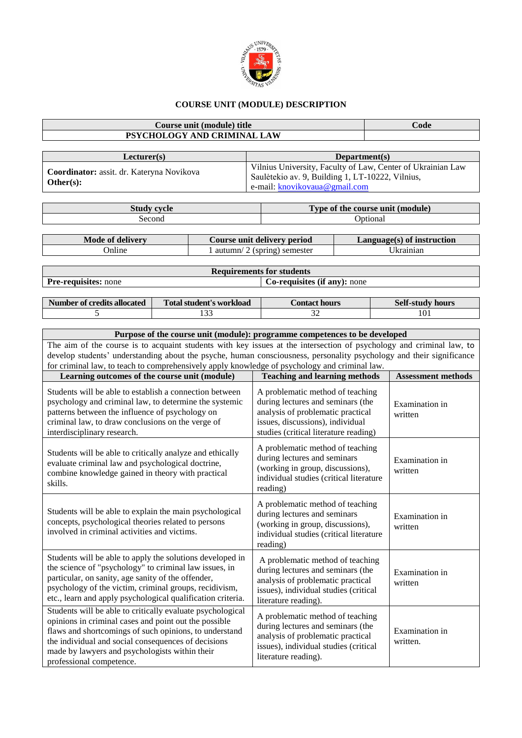# COURSE UNIT (MODULE) DESCRIPTION

| Course unit (module) title | Code |
|---|---|
| PSYCHOLOGY AND CRIMINAL LAW | |

| Lecturer(s) | Department(s) |
|---|---|
| **Coordinator:** assit. dr. Kateryna Novikova<br>**Other(s):** | Vilnius University, Faculty of Law, Center of Ukrainian Law<br>Saulėtekio av. 9, Building 1, LT-10222, Vilnius,<br>e-mail: knovikovaua@gmail.com |

| Study cycle | Type of the course unit (module) |
|---|---|
| Second | Optional |

| Mode of delivery | Course unit delivery period | Language(s) of instruction |
|---|---|---|
| Online | 1 autumn/ 2 (spring) semester | Ukrainian |

| Requirements for students | |
|---|---|
| **Pre-requisites:** none | **Co-requisites (if any):** none |

| Number of credits allocated | Total student's workload | Contact hours | Self-study hours |
|---|---|---|---|
| 5 | 133 | 32 | 101 |

| Purpose of the course unit (module): programme competences to be developed | | |
|---|---|---|
| The aim of the course is to acquaint students with key issues at the intersection of psychology and criminal law, to develop students' understanding about the psyche, human consciousness, personality psychology and their significance for criminal law, to teach to comprehensively apply knowledge of psychology and criminal law. | | |
| **Learning outcomes of the course unit (module)** | **Teaching and learning methods** | **Assessment methods** |
| Students will be able to establish a connection between psychology and criminal law, to determine the systemic patterns between the influence of psychology on criminal law, to draw conclusions on the verge of interdisciplinary research. | A problematic method of teaching during lectures and seminars (the analysis of problematic practical issues, discussions), individual studies (critical literature reading) | Examination in written |
| Students will be able to critically analyze and ethically evaluate criminal law and psychological doctrine, combine knowledge gained in theory with practical skills. | A problematic method of teaching during lectures and seminars (working in group, discussions), individual studies (critical literature reading) | Examination in written |
| Students will be able to explain the main psychological concepts, psychological theories related to persons involved in criminal activities and victims. | A problematic method of teaching during lectures and seminars (working in group, discussions), individual studies (critical literature reading) | Examination in written |
| Students will be able to apply the solutions developed in the science of "psychology" to criminal law issues, in particular, on sanity, age sanity of the offender, psychology of the victim, criminal groups, recidivism, etc., learn and apply psychological qualification criteria. | A problematic method of teaching during lectures and seminars (the analysis of problematic practical issues), individual studies (critical literature reading). | Examination in written |
| Students will be able to critically evaluate psychological opinions in criminal cases and point out the possible flaws and shortcomings of such opinions, to understand the individual and social consequences of decisions made by lawyers and psychologists within their professional competence. | A problematic method of teaching during lectures and seminars (the analysis of problematic practical issues), individual studies (critical literature reading). | Examination in written. |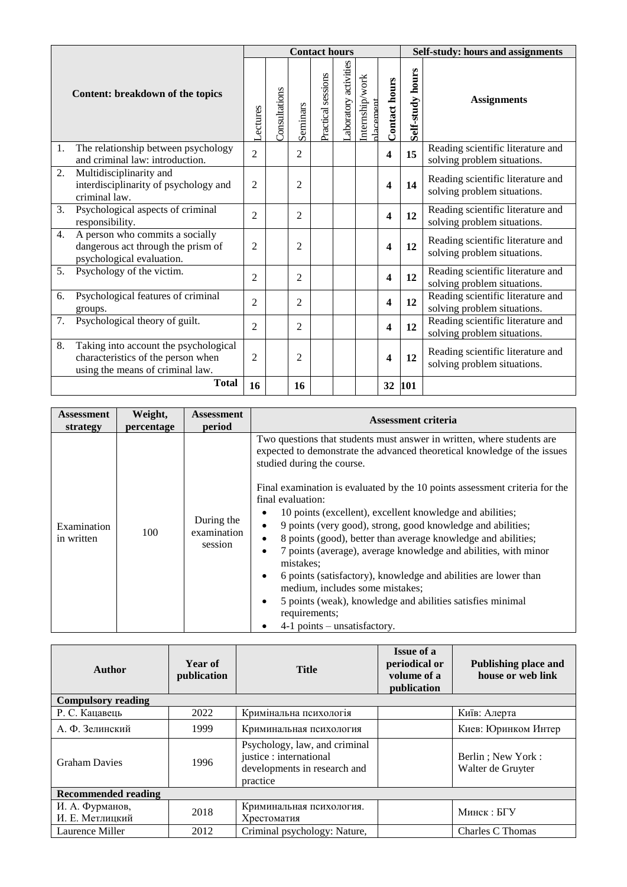| Content: breakdown of the topics | Contact hours | | | | | | | Self-study: hours and assignments | |
|---|---|---|---|---|---|---|---|---|---|
| | Lectures | Consultations | Seminars | Practical sessions | Laboratory activities | Internship/work placement | **Contact hours** | **Self-study hours** | **Assignments** |
| 1. The relationship between psychology and criminal law: introduction. | 2 | | 2 | | | | **4** | **15** | Reading scientific literature and solving problem situations. |
| 2. Multidisciplinarity and interdisciplinarity of psychology and criminal law. | 2 | | 2 | | | | **4** | **14** | Reading scientific literature and solving problem situations. |
| 3. Psychological aspects of criminal responsibility. | 2 | | 2 | | | | **4** | **12** | Reading scientific literature and solving problem situations. |
| 4. A person who commits a socially dangerous act through the prism of psychological evaluation. | 2 | | 2 | | | | **4** | **12** | Reading scientific literature and solving problem situations. |
| 5. Psychology of the victim. | 2 | | 2 | | | | **4** | **12** | Reading scientific literature and solving problem situations. |
| 6. Psychological features of criminal groups. | 2 | | 2 | | | | **4** | **12** | Reading scientific literature and solving problem situations. |
| 7. Psychological theory of guilt. | 2 | | 2 | | | | **4** | **12** | Reading scientific literature and solving problem situations. |
| 8. Taking into account the psychological characteristics of the person when using the means of criminal law. | 2 | | 2 | | | | **4** | **12** | Reading scientific literature and solving problem situations. |
| **Total** | **16** | | **16** | | | | **32** | **101** | |

| Assessment strategy | Weight, percentage | Assessment period | Assessment criteria |
|---|---|---|---|
| Examination in written | 100 | During the examination session | Two questions that students must answer in written, where students are expected to demonstrate the advanced theoretical knowledge of the issues studied during the course.<br><br>Final examination is evaluated by the 10 points assessment criteria for the final evaluation:<br>• 10 points (excellent), excellent knowledge and abilities;<br>• 9 points (very good), strong, good knowledge and abilities;<br>• 8 points (good), better than average knowledge and abilities;<br>• 7 points (average), average knowledge and abilities, with minor mistakes;<br>• 6 points (satisfactory), knowledge and abilities are lower than medium, includes some mistakes;<br>• 5 points (weak), knowledge and abilities satisfies minimal requirements;<br>• 4-1 points – unsatisfactory. |

| Author | Year of publication | Title | Issue of a periodical or volume of a publication | Publishing place and house or web link |
|---|---|---|---|---|
| **Compulsory reading** | | | | |
| Р. С. Кацавець | 2022 | Кримінальна психологія | | Київ: Алерта |
| А. Ф. Зелинский | 1999 | Криминальная психология | | Киев: Юринком Интер |
| Graham Davies | 1996 | Psychology, law, and criminal justice : international developments in research and practice | | Berlin ; New York : Walter de Gruyter |
| **Recommended reading** | | | | |
| И. А. Фурманов, И. Е. Метлицкий | 2018 | Криминальная психология. Хрестоматия | | Минск : БГУ |
| Laurence Miller | 2012 | Criminal psychology: Nature, | | Charles C Thomas |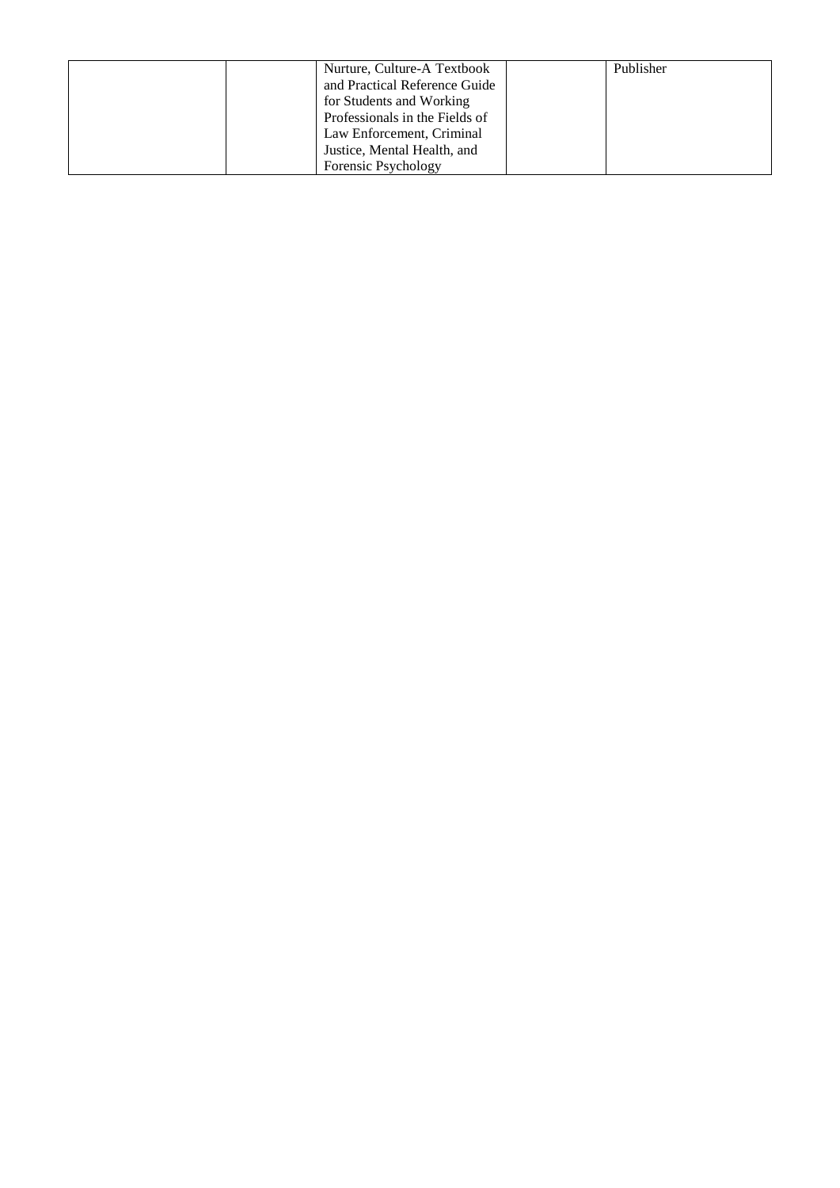| | | | | |
|---|---|---|---|---|
| | | Nurture, Culture-A Textbook and Practical Reference Guide for Students and Working Professionals in the Fields of Law Enforcement, Criminal Justice, Mental Health, and Forensic Psychology | | Publisher |